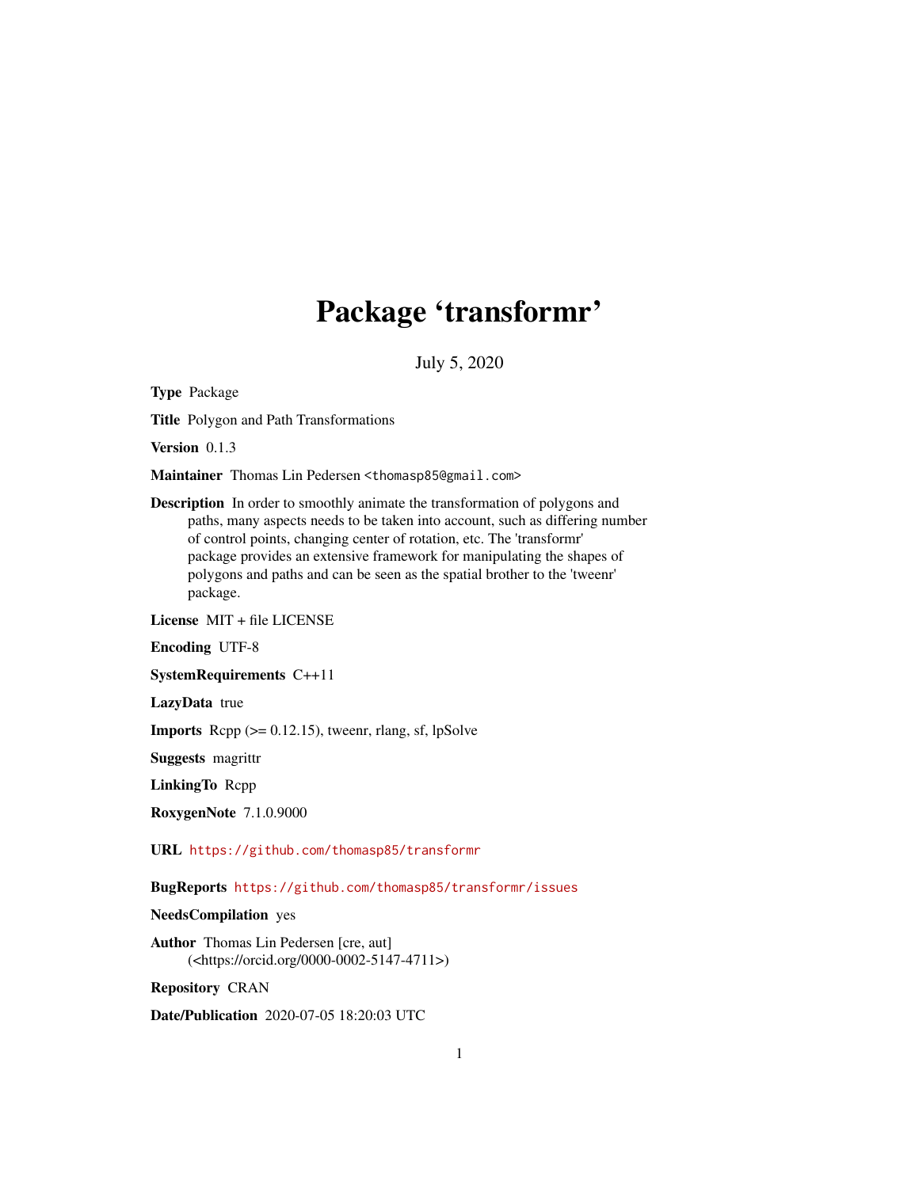# Package 'transformr'

July 5, 2020

**Type** Package

**Title** Polygon and Path Transformations

**Version** 0.1.3

**Maintainer** Thomas Lin Pedersen <thomasp85@gmail.com>

**Description** In order to smoothly animate the transformation of polygons and paths, many aspects needs to be taken into account, such as differing number of control points, changing center of rotation, etc. The 'transformr' package provides an extensive framework for manipulating the shapes of polygons and paths and can be seen as the spatial brother to the 'tweenr' package.

**License** MIT + file LICENSE

**Encoding** UTF-8

**SystemRequirements** C++11

**LazyData** true

**Imports** Rcpp (>= 0.12.15), tweenr, rlang, sf, lpSolve

**Suggests** magrittr

**LinkingTo** Rcpp

**RoxygenNote** 7.1.0.9000

**URL** https://github.com/thomasp85/transformr

**BugReports** https://github.com/thomasp85/transformr/issues

**NeedsCompilation** yes

**Author** Thomas Lin Pedersen [cre, aut] (<https://orcid.org/0000-0002-5147-4711>)

**Repository** CRAN

**Date/Publication** 2020-07-05 18:20:03 UTC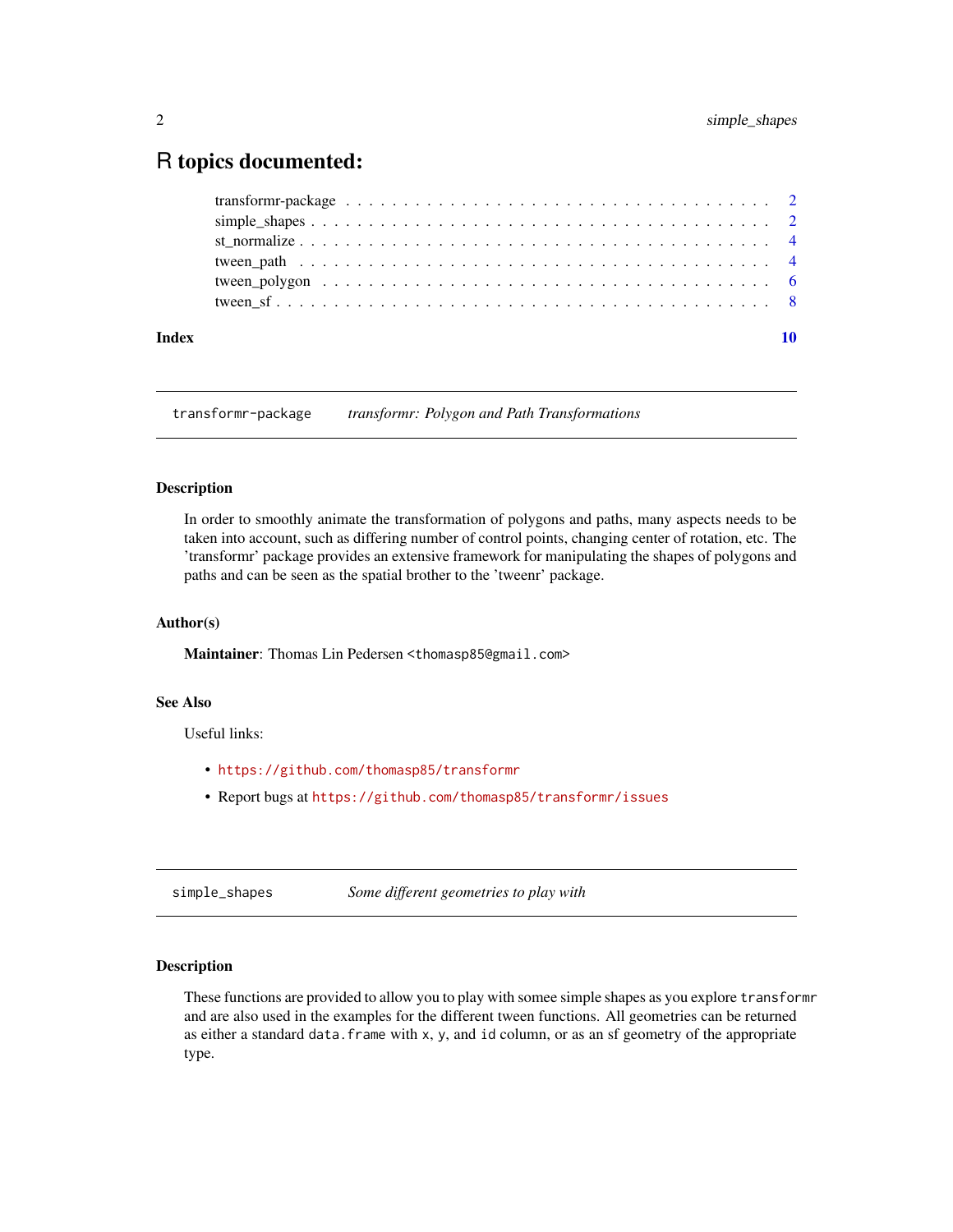# R topics documented:

transformr-package . . . . . . . . . . . . . . . . . . . . . . . . . . . . . . . . . . . 2
simple_shapes . . . . . . . . . . . . . . . . . . . . . . . . . . . . . . . . . . . . . 2
st_normalize . . . . . . . . . . . . . . . . . . . . . . . . . . . . . . . . . . . . . . 4
tween_path . . . . . . . . . . . . . . . . . . . . . . . . . . . . . . . . . . . . . . . 4
tween_polygon . . . . . . . . . . . . . . . . . . . . . . . . . . . . . . . . . . . . . 6
tween_sf . . . . . . . . . . . . . . . . . . . . . . . . . . . . . . . . . . . . . . . . 8

**Index** **10**

---

`transformr-package` *transformr: Polygon and Path Transformations*

---

### Description

In order to smoothly animate the transformation of polygons and paths, many aspects needs to be taken into account, such as differing number of control points, changing center of rotation, etc. The 'transformr' package provides an extensive framework for manipulating the shapes of polygons and paths and can be seen as the spatial brother to the 'tweenr' package.

### Author(s)

**Maintainer**: Thomas Lin Pedersen <thomasp85@gmail.com>

### See Also

Useful links:

- https://github.com/thomasp85/transformr
- Report bugs at https://github.com/thomasp85/transformr/issues

---

`simple_shapes` *Some different geometries to play with*

---

### Description

These functions are provided to allow you to play with somee simple shapes as you explore `transformr` and are also used in the examples for the different tween functions. All geometries can be returned as either a standard `data.frame` with `x`, `y`, and `id` column, or as an sf geometry of the appropriate type.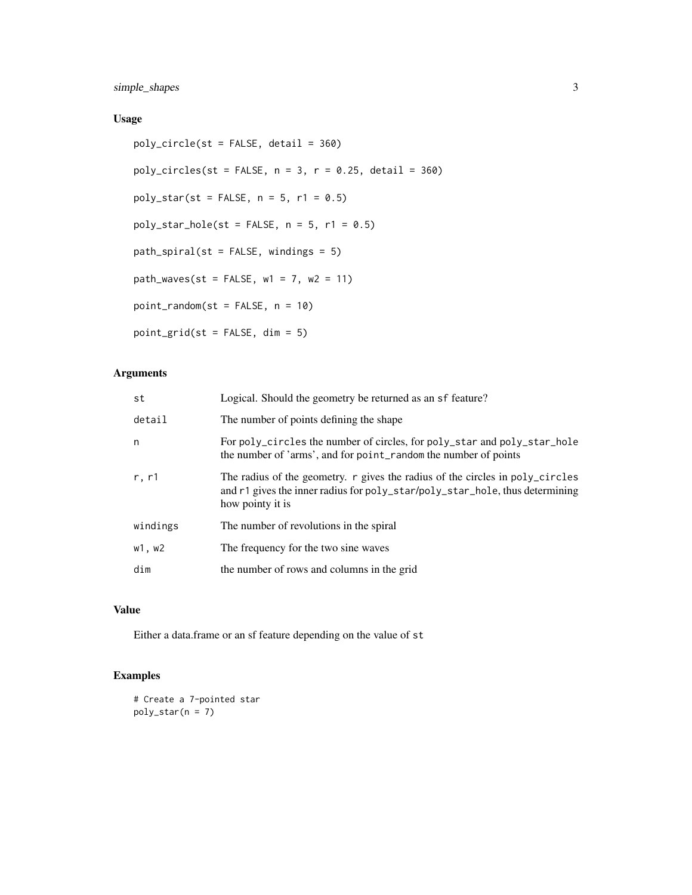## Usage

```
poly_circle(st = FALSE, detail = 360)

poly_circles(st = FALSE, n = 3, r = 0.25, detail = 360)

poly_star(st = FALSE, n = 5, r1 = 0.5)

poly_star_hole(st = FALSE, n = 5, r1 = 0.5)

path_spiral(st = FALSE, windings = 5)

path_waves(st = FALSE, w1 = 7, w2 = 11)

point_random(st = FALSE, n = 10)

point_grid(st = FALSE, dim = 5)
```

## Arguments

| | |
|---|---|
| `st` | Logical. Should the geometry be returned as an `sf` feature? |
| `detail` | The number of points defining the shape |
| `n` | For `poly_circles` the number of circles, for `poly_star` and `poly_star_hole` the number of 'arms', and for `point_random` the number of points |
| `r, r1` | The radius of the geometry. `r` gives the radius of the circles in `poly_circles` and `r1` gives the inner radius for `poly_star`/`poly_star_hole`, thus determining how pointy it is |
| `windings` | The number of revolutions in the spiral |
| `w1, w2` | The frequency for the two sine waves |
| `dim` | the number of rows and columns in the grid |

## Value

Either a data.frame or an sf feature depending on the value of `st`

## Examples

```
# Create a 7-pointed star
poly_star(n = 7)
```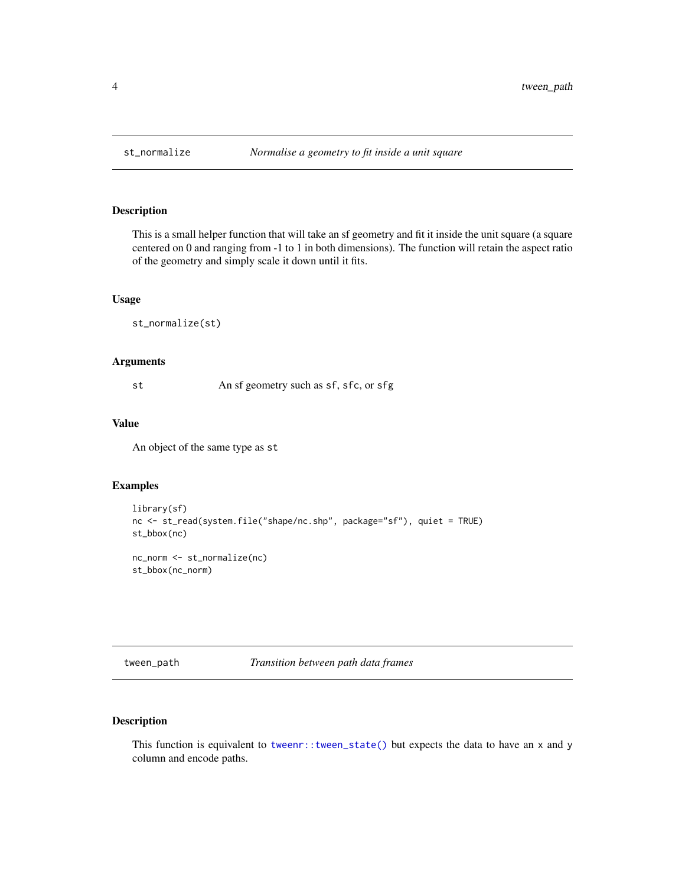## st_normalize — *Normalise a geometry to fit inside a unit square*

### Description

This is a small helper function that will take an sf geometry and fit it inside the unit square (a square centered on 0 and ranging from -1 to 1 in both dimensions). The function will retain the aspect ratio of the geometry and simply scale it down until it fits.

### Usage

```
st_normalize(st)
```

### Arguments

| | |
|---|---|
| `st` | An sf geometry such as `sf`, `sfc`, or `sfg` |

### Value

An object of the same type as `st`

### Examples

```
library(sf)
nc <- st_read(system.file("shape/nc.shp", package="sf"), quiet = TRUE)
st_bbox(nc)

nc_norm <- st_normalize(nc)
st_bbox(nc_norm)
```

## tween_path — *Transition between path data frames*

### Description

This function is equivalent to `tweenr::tween_state()` but expects the data to have an `x` and `y` column and encode paths.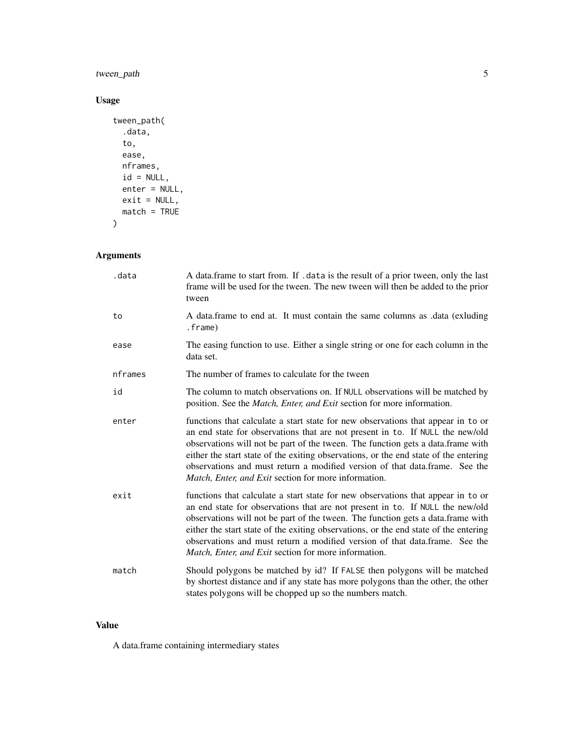## Usage

```
tween_path(
  .data,
  to,
  ease,
  nframes,
  id = NULL,
  enter = NULL,
  exit = NULL,
  match = TRUE
)
```

## Arguments

| | |
|---|---|
| .data | A data.frame to start from. If .data is the result of a prior tween, only the last frame will be used for the tween. The new tween will then be added to the prior tween |
| to | A data.frame to end at. It must contain the same columns as .data (exluding .frame) |
| ease | The easing function to use. Either a single string or one for each column in the data set. |
| nframes | The number of frames to calculate for the tween |
| id | The column to match observations on. If NULL observations will be matched by position. See the *Match, Enter, and Exit* section for more information. |
| enter | functions that calculate a start state for new observations that appear in to or an end state for observations that are not present in to. If NULL the new/old observations will not be part of the tween. The function gets a data.frame with either the start state of the exiting observations, or the end state of the entering observations and must return a modified version of that data.frame. See the *Match, Enter, and Exit* section for more information. |
| exit | functions that calculate a start state for new observations that appear in to or an end state for observations that are not present in to. If NULL the new/old observations will not be part of the tween. The function gets a data.frame with either the start state of the exiting observations, or the end state of the entering observations and must return a modified version of that data.frame. See the *Match, Enter, and Exit* section for more information. |
| match | Should polygons be matched by id? If FALSE then polygons will be matched by shortest distance and if any state has more polygons than the other, the other states polygons will be chopped up so the numbers match. |

## Value

A data.frame containing intermediary states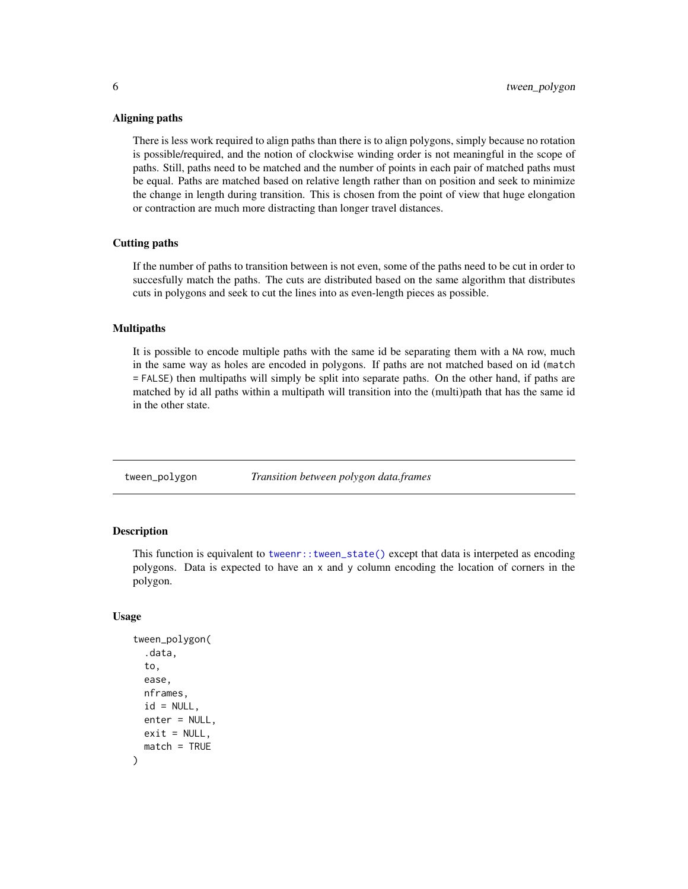### Aligning paths

There is less work required to align paths than there is to align polygons, simply because no rotation is possible/required, and the notion of clockwise winding order is not meaningful in the scope of paths. Still, paths need to be matched and the number of points in each pair of matched paths must be equal. Paths are matched based on relative length rather than on position and seek to minimize the change in length during transition. This is chosen from the point of view that huge elongation or contraction are much more distracting than longer travel distances.

### Cutting paths

If the number of paths to transition between is not even, some of the paths need to be cut in order to succesfully match the paths. The cuts are distributed based on the same algorithm that distributes cuts in polygons and seek to cut the lines into as even-length pieces as possible.

### Multipaths

It is possible to encode multiple paths with the same id be separating them with a `NA` row, much in the same way as holes are encoded in polygons. If paths are not matched based on id (`match = FALSE`) then multipaths will simply be split into separate paths. On the other hand, if paths are matched by id all paths within a multipath will transition into the (multi)path that has the same id in the other state.

---

## tween_polygon — *Transition between polygon data.frames*

### Description

This function is equivalent to `tweenr::tween_state()` except that data is interpeted as encoding polygons. Data is expected to have an `x` and `y` column encoding the location of corners in the polygon.

### Usage

```
tween_polygon(
  .data,
  to,
  ease,
  nframes,
  id = NULL,
  enter = NULL,
  exit = NULL,
  match = TRUE
)
```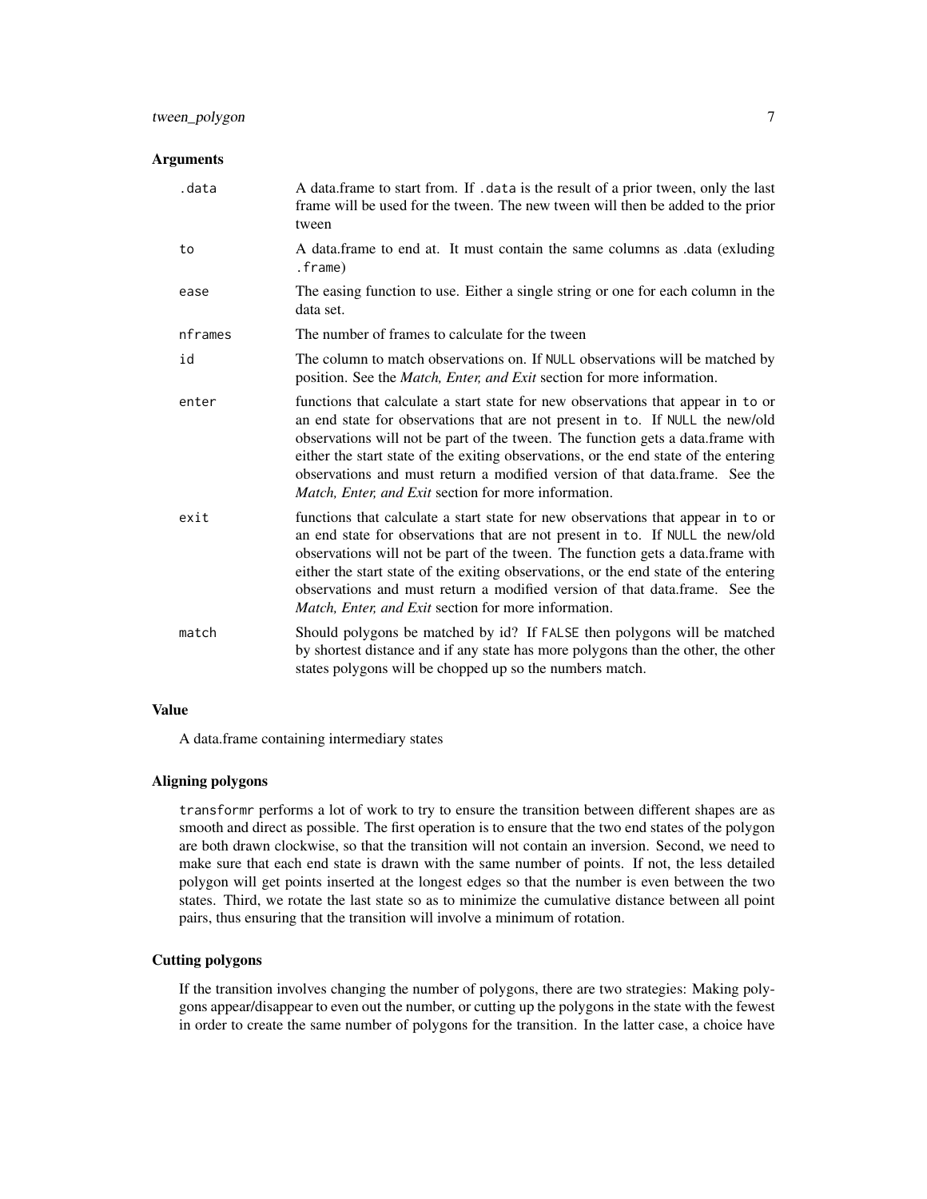### Arguments

| | |
|---|---|
| `.data` | A data.frame to start from. If `.data` is the result of a prior tween, only the last frame will be used for the tween. The new tween will then be added to the prior tween |
| `to` | A data.frame to end at. It must contain the same columns as .data (exluding `.frame`) |
| `ease` | The easing function to use. Either a single string or one for each column in the data set. |
| `nframes` | The number of frames to calculate for the tween |
| `id` | The column to match observations on. If `NULL` observations will be matched by position. See the *Match, Enter, and Exit* section for more information. |
| `enter` | functions that calculate a start state for new observations that appear in `to` or an end state for observations that are not present in `to`. If `NULL` the new/old observations will not be part of the tween. The function gets a data.frame with either the start state of the exiting observations, or the end state of the entering observations and must return a modified version of that data.frame. See the *Match, Enter, and Exit* section for more information. |
| `exit` | functions that calculate a start state for new observations that appear in `to` or an end state for observations that are not present in `to`. If `NULL` the new/old observations will not be part of the tween. The function gets a data.frame with either the start state of the exiting observations, or the end state of the entering observations and must return a modified version of that data.frame. See the *Match, Enter, and Exit* section for more information. |
| `match` | Should polygons be matched by id? If `FALSE` then polygons will be matched by shortest distance and if any state has more polygons than the other, the other states polygons will be chopped up so the numbers match. |

### Value

A data.frame containing intermediary states

### Aligning polygons

`transformr` performs a lot of work to try to ensure the transition between different shapes are as smooth and direct as possible. The first operation is to ensure that the two end states of the polygon are both drawn clockwise, so that the transition will not contain an inversion. Second, we need to make sure that each end state is drawn with the same number of points. If not, the less detailed polygon will get points inserted at the longest edges so that the number is even between the two states. Third, we rotate the last state so as to minimize the cumulative distance between all point pairs, thus ensuring that the transition will involve a minimum of rotation.

### Cutting polygons

If the transition involves changing the number of polygons, there are two strategies: Making polygons appear/disappear to even out the number, or cutting up the polygons in the state with the fewest in order to create the same number of polygons for the transition. In the latter case, a choice have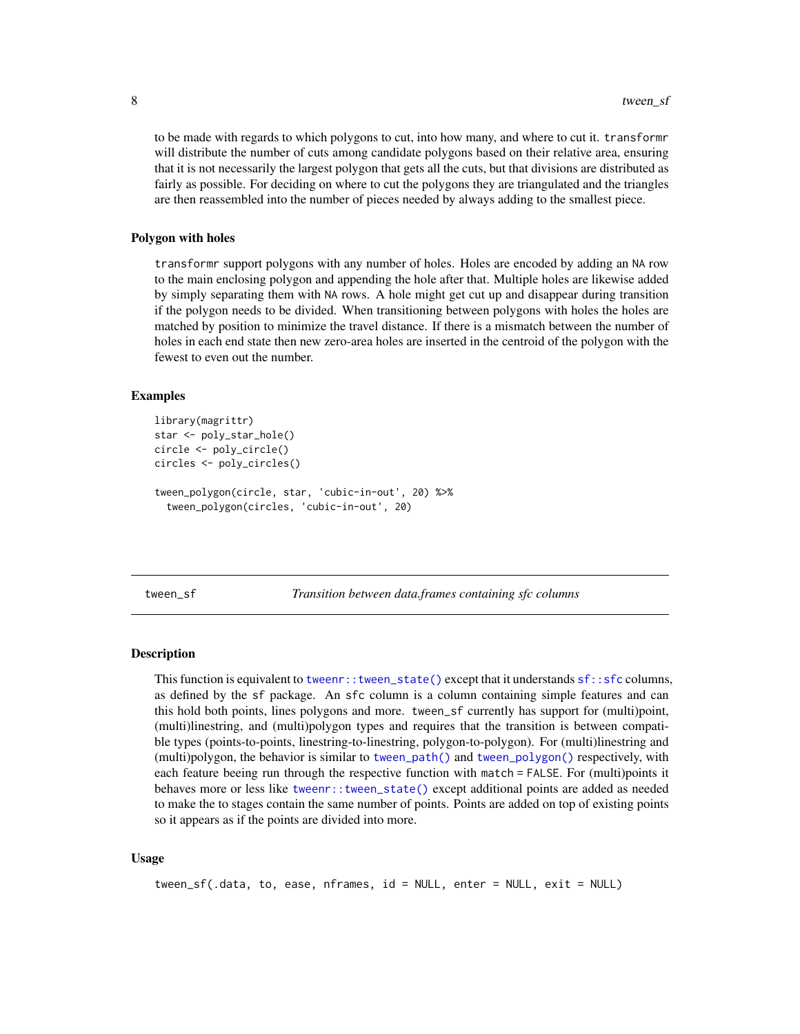to be made with regards to which polygons to cut, into how many, and where to cut it. transformr will distribute the number of cuts among candidate polygons based on their relative area, ensuring that it is not necessarily the largest polygon that gets all the cuts, but that divisions are distributed as fairly as possible. For deciding on where to cut the polygons they are triangulated and the triangles are then reassembled into the number of pieces needed by always adding to the smallest piece.

### Polygon with holes

transformr support polygons with any number of holes. Holes are encoded by adding an NA row to the main enclosing polygon and appending the hole after that. Multiple holes are likewise added by simply separating them with NA rows. A hole might get cut up and disappear during transition if the polygon needs to be divided. When transitioning between polygons with holes the holes are matched by position to minimize the travel distance. If there is a mismatch between the number of holes in each end state then new zero-area holes are inserted in the centroid of the polygon with the fewest to even out the number.

### Examples

```
library(magrittr)
star <- poly_star_hole()
circle <- poly_circle()
circles <- poly_circles()

tween_polygon(circle, star, 'cubic-in-out', 20) %>%
  tween_polygon(circles, 'cubic-in-out', 20)
```

---

## tween_sf — *Transition between data.frames containing sfc columns*

### Description

This function is equivalent to tweenr::tween_state() except that it understands sf::sfc columns, as defined by the sf package. An sfc column is a column containing simple features and can this hold both points, lines polygons and more. tween_sf currently has support for (multi)point, (multi)linestring, and (multi)polygon types and requires that the transition is between compatible types (points-to-points, linestring-to-linestring, polygon-to-polygon). For (multi)linestring and (multi)polygon, the behavior is similar to tween_path() and tween_polygon() respectively, with each feature beeing run through the respective function with match = FALSE. For (multi)points it behaves more or less like tweenr::tween_state() except additional points are added as needed to make the to stages contain the same number of points. Points are added on top of existing points so it appears as if the points are divided into more.

### Usage

```
tween_sf(.data, to, ease, nframes, id = NULL, enter = NULL, exit = NULL)
```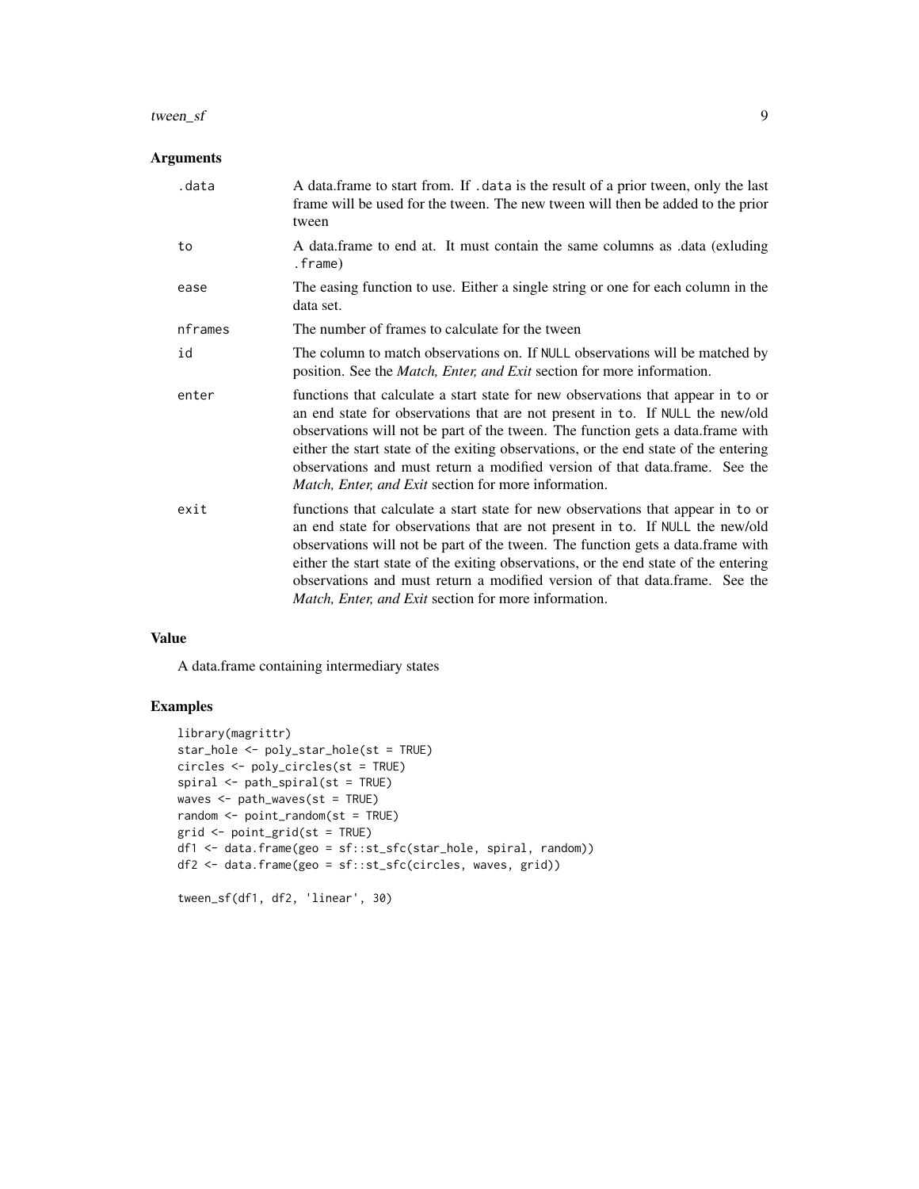## Arguments

| | |
|---|---|
| `.data` | A data.frame to start from. If `.data` is the result of a prior tween, only the last frame will be used for the tween. The new tween will then be added to the prior tween |
| `to` | A data.frame to end at. It must contain the same columns as .data (exluding `.frame`) |
| `ease` | The easing function to use. Either a single string or one for each column in the data set. |
| `nframes` | The number of frames to calculate for the tween |
| `id` | The column to match observations on. If `NULL` observations will be matched by position. See the *Match, Enter, and Exit* section for more information. |
| `enter` | functions that calculate a start state for new observations that appear in `to` or an end state for observations that are not present in `to`. If `NULL` the new/old observations will not be part of the tween. The function gets a data.frame with either the start state of the exiting observations, or the end state of the entering observations and must return a modified version of that data.frame. See the *Match, Enter, and Exit* section for more information. |
| `exit` | functions that calculate a start state for new observations that appear in `to` or an end state for observations that are not present in `to`. If `NULL` the new/old observations will not be part of the tween. The function gets a data.frame with either the start state of the exiting observations, or the end state of the entering observations and must return a modified version of that data.frame. See the *Match, Enter, and Exit* section for more information. |

## Value

A data.frame containing intermediary states

## Examples

```
library(magrittr)
star_hole <- poly_star_hole(st = TRUE)
circles <- poly_circles(st = TRUE)
spiral <- path_spiral(st = TRUE)
waves <- path_waves(st = TRUE)
random <- point_random(st = TRUE)
grid <- point_grid(st = TRUE)
df1 <- data.frame(geo = sf::st_sfc(star_hole, spiral, random))
df2 <- data.frame(geo = sf::st_sfc(circles, waves, grid))

tween_sf(df1, df2, 'linear', 30)
```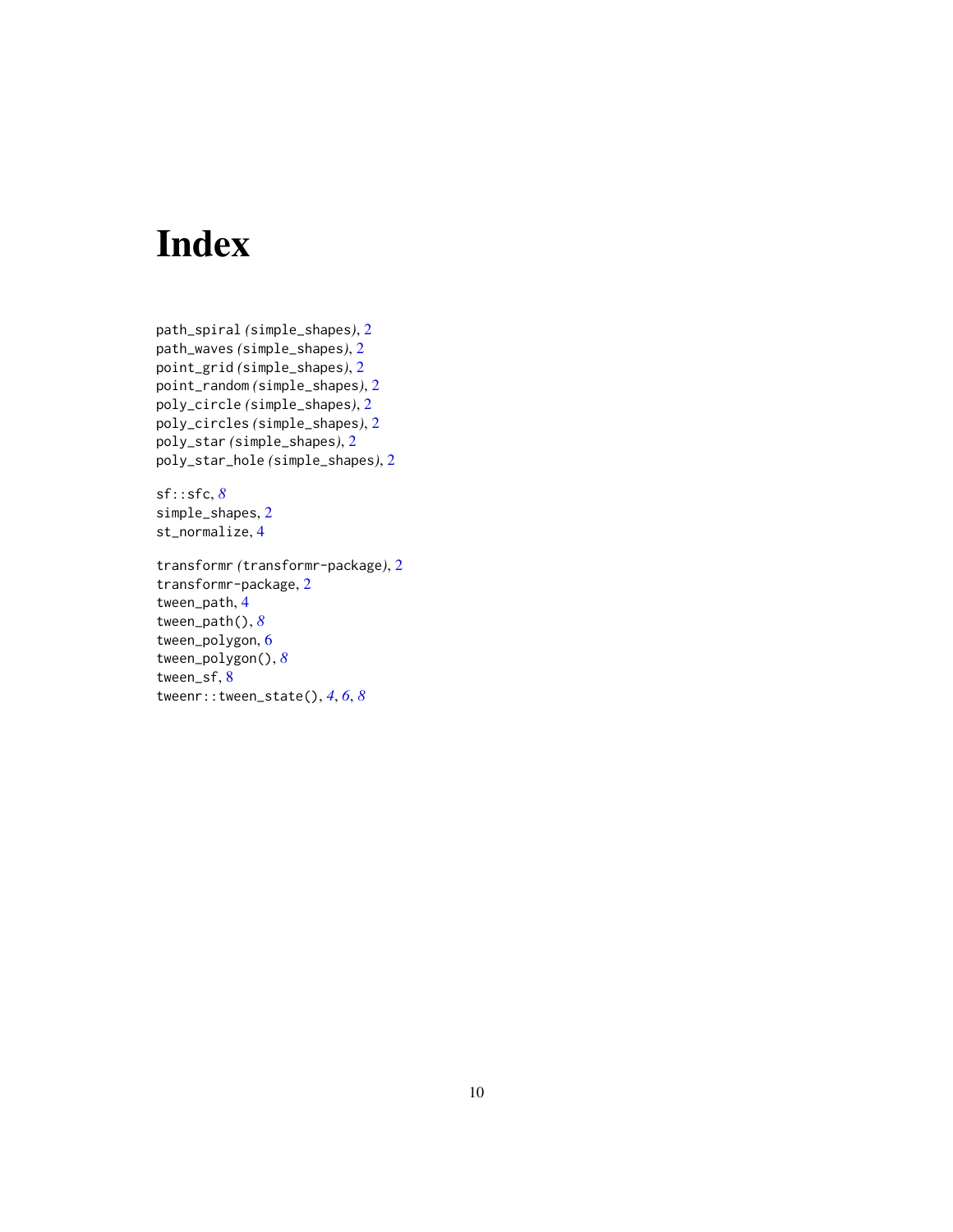# Index

path_spiral (simple_shapes), 2
path_waves (simple_shapes), 2
point_grid (simple_shapes), 2
point_random (simple_shapes), 2
poly_circle (simple_shapes), 2
poly_circles (simple_shapes), 2
poly_star (simple_shapes), 2
poly_star_hole (simple_shapes), 2

sf::sfc, *8*
simple_shapes, 2
st_normalize, 4

transformr (transformr-package), 2
transformr-package, 2
tween_path, 4
tween_path(), *8*
tween_polygon, 6
tween_polygon(), *8*
tween_sf, 8
tweenr::tween_state(), *4*, *6*, *8*